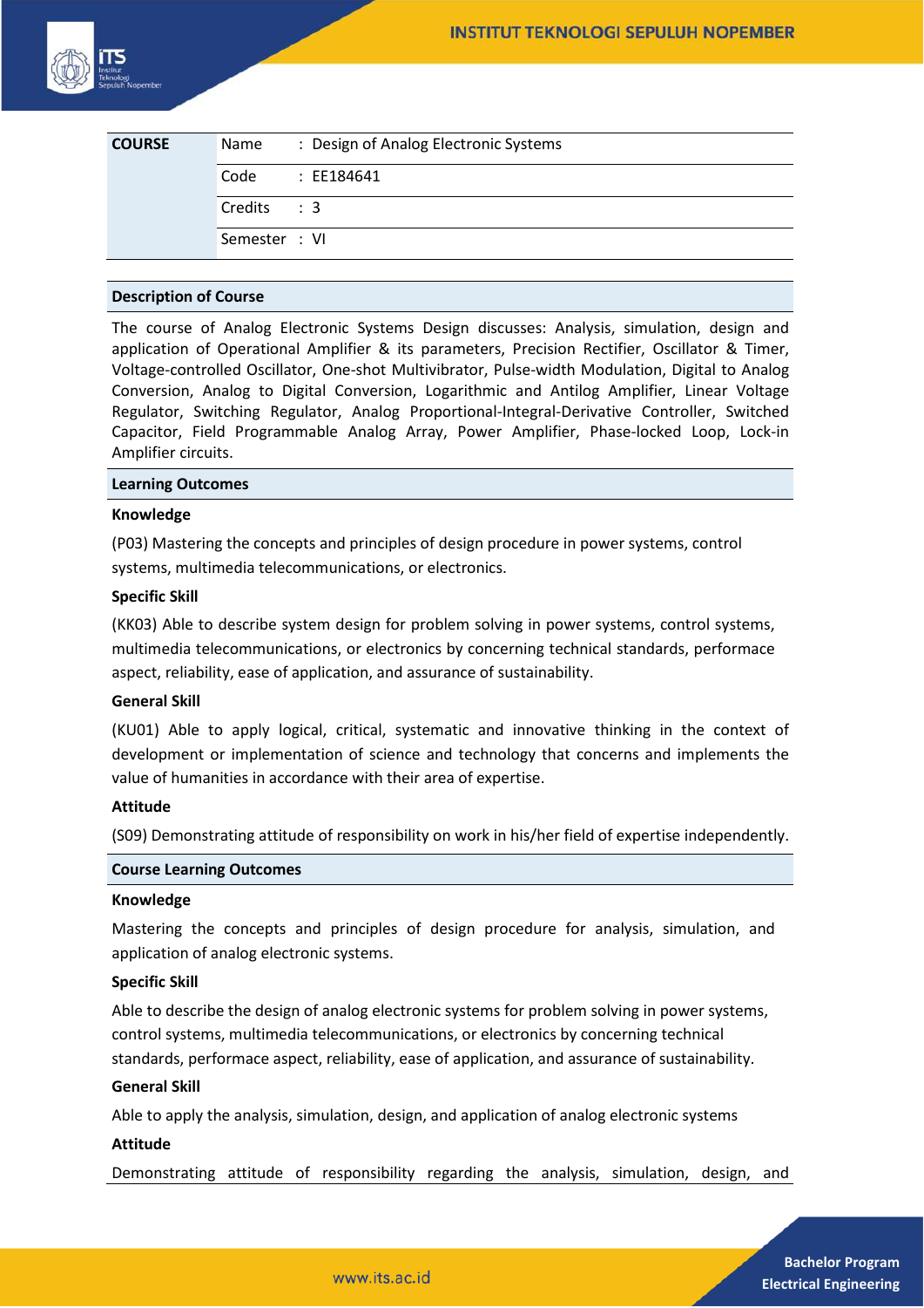| COURSE | Name | : Design of Analog Electronic Systems |
|---|---|---|
| | Code | : EE184641 |
| | Credits | : 3 |
| | Semester | : VI |

## Description of Course

The course of Analog Electronic Systems Design discusses: Analysis, simulation, design and application of Operational Amplifier & its parameters, Precision Rectifier, Oscillator & Timer, Voltage-controlled Oscillator, One-shot Multivibrator, Pulse-width Modulation, Digital to Analog Conversion, Analog to Digital Conversion, Logarithmic and Antilog Amplifier, Linear Voltage Regulator, Switching Regulator, Analog Proportional-Integral-Derivative Controller, Switched Capacitor, Field Programmable Analog Array, Power Amplifier, Phase-locked Loop, Lock-in Amplifier circuits.

## Learning Outcomes

**Knowledge**

(P03) Mastering the concepts and principles of design procedure in power systems, control systems, multimedia telecommunications, or electronics.

**Specific Skill**

(KK03) Able to describe system design for problem solving in power systems, control systems, multimedia telecommunications, or electronics by concerning technical standards, performace aspect, reliability, ease of application, and assurance of sustainability.

**General Skill**

(KU01) Able to apply logical, critical, systematic and innovative thinking in the context of development or implementation of science and technology that concerns and implements the value of humanities in accordance with their area of expertise.

**Attitude**

(S09) Demonstrating attitude of responsibility on work in his/her field of expertise independently.

## Course Learning Outcomes

**Knowledge**

Mastering the concepts and principles of design procedure for analysis, simulation, and application of analog electronic systems.

**Specific Skill**

Able to describe the design of analog electronic systems for problem solving in power systems, control systems, multimedia telecommunications, or electronics by concerning technical standards, performace aspect, reliability, ease of application, and assurance of sustainability.

**General Skill**

Able to apply the analysis, simulation, design, and application of analog electronic systems

**Attitude**

Demonstrating attitude of responsibility regarding the analysis, simulation, design, and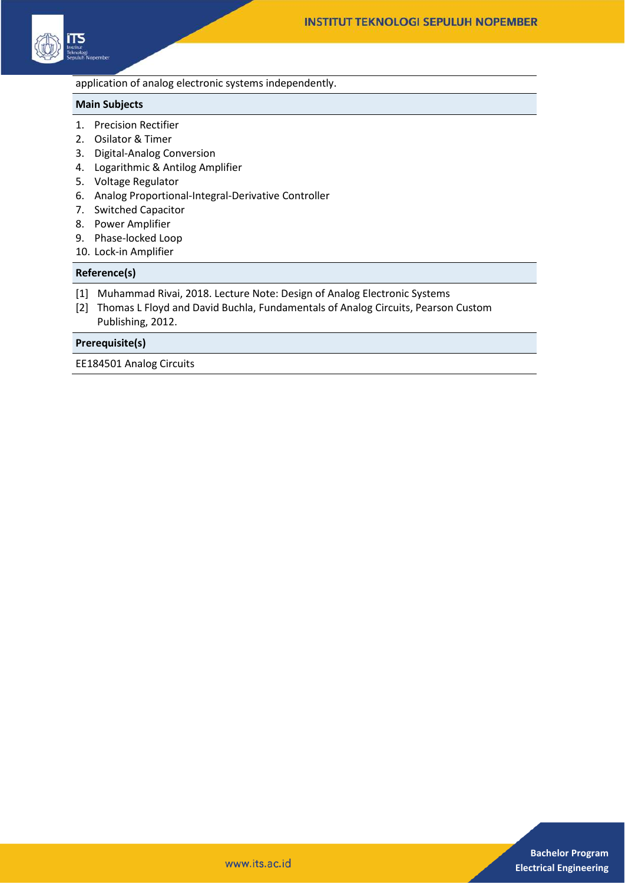application of analog electronic systems independently.

**Main Subjects**

1. Precision Rectifier
2. Osilator & Timer
3. Digital-Analog Conversion
4. Logarithmic & Antilog Amplifier
5. Voltage Regulator
6. Analog Proportional-Integral-Derivative Controller
7. Switched Capacitor
8. Power Amplifier
9. Phase-locked Loop
10. Lock-in Amplifier

**Reference(s)**

[1] Muhammad Rivai, 2018. Lecture Note: Design of Analog Electronic Systems

[2] Thomas L Floyd and David Buchla, Fundamentals of Analog Circuits, Pearson Custom Publishing, 2012.

**Prerequisite(s)**

EE184501 Analog Circuits